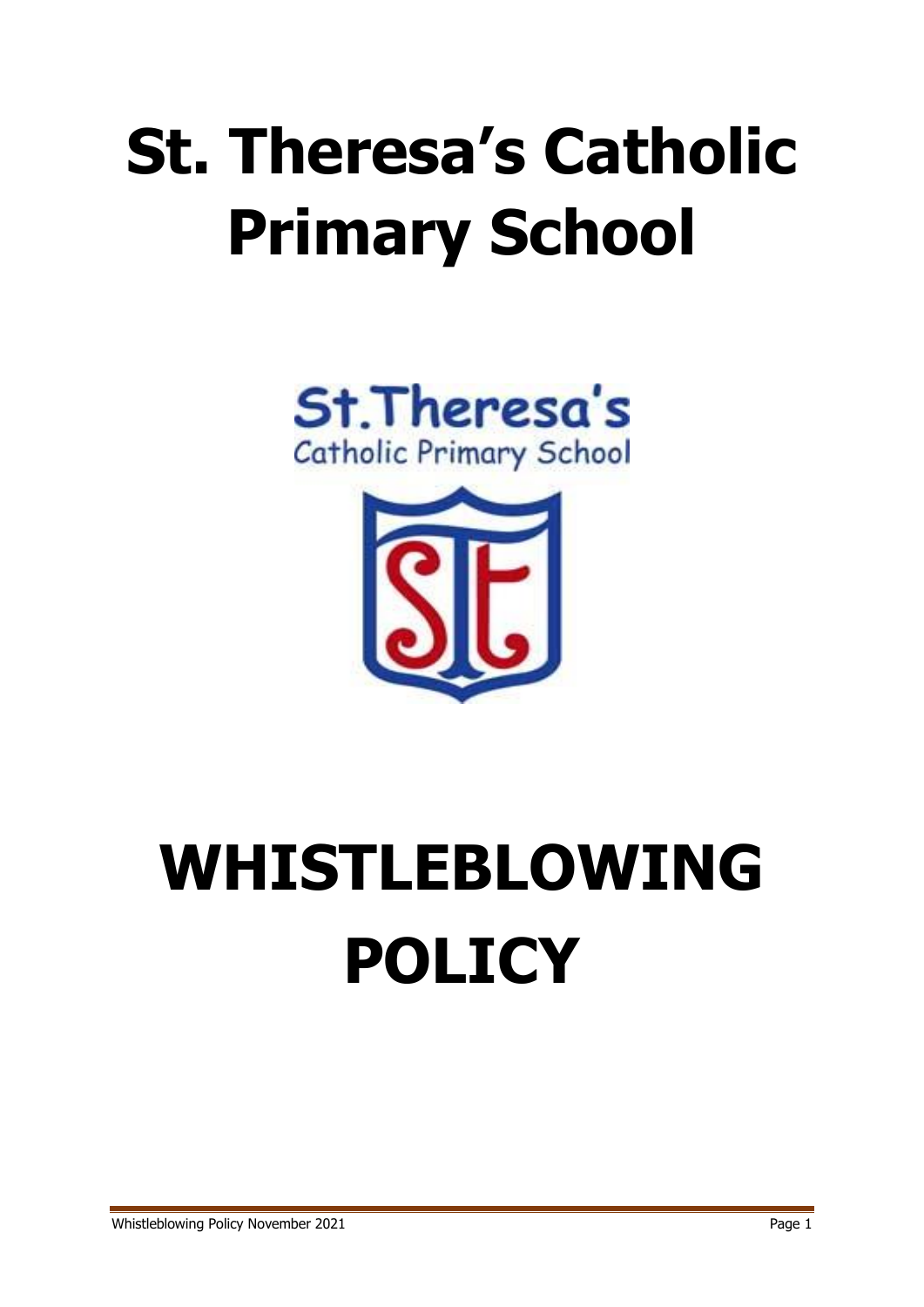# St. Theresa's Catholic Primary School

# WHISTLEBLOWING POLICY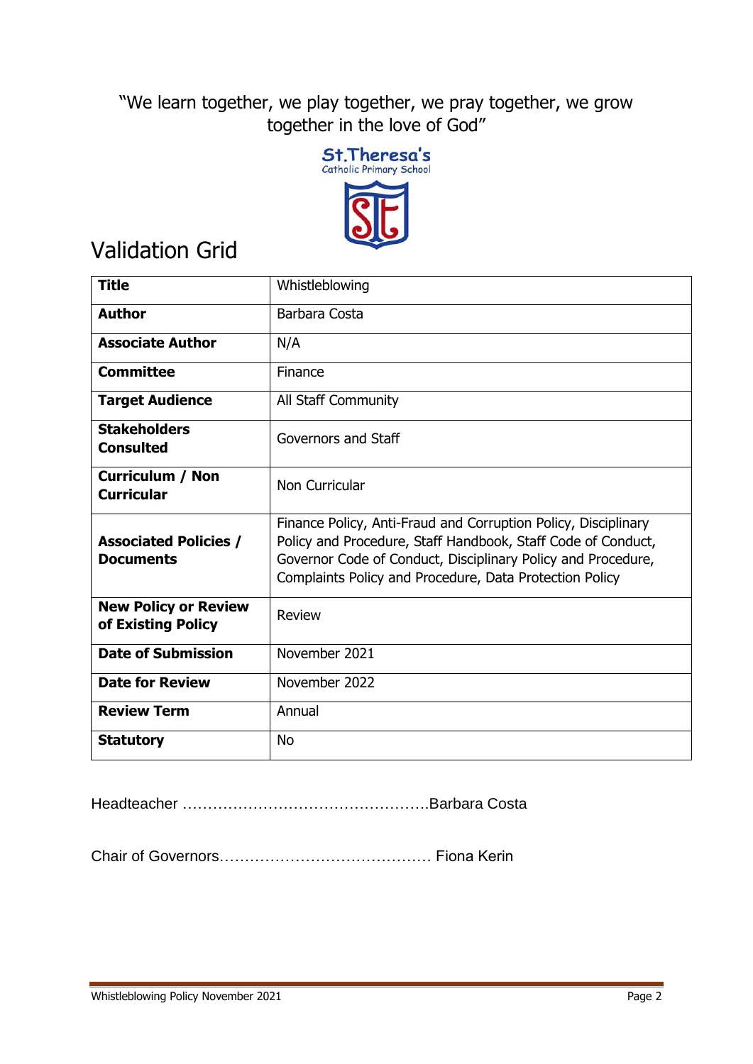"We learn together, we play together, we pray together, we grow together in the love of God"

St.Theresa's
Catholic Primary School

# Validation Grid

| **Title** | Whistleblowing |
|---|---|
| **Author** | Barbara Costa |
| **Associate Author** | N/A |
| **Committee** | Finance |
| **Target Audience** | All Staff Community |
| **Stakeholders Consulted** | Governors and Staff |
| **Curriculum / Non Curricular** | Non Curricular |
| **Associated Policies / Documents** | Finance Policy, Anti-Fraud and Corruption Policy, Disciplinary Policy and Procedure, Staff Handbook, Staff Code of Conduct, Governor Code of Conduct, Disciplinary Policy and Procedure, Complaints Policy and Procedure, Data Protection Policy |
| **New Policy or Review of Existing Policy** | Review |
| **Date of Submission** | November 2021 |
| **Date for Review** | November 2022 |
| **Review Term** | Annual |
| **Statutory** | No |

Headteacher ………………………………………….Barbara Costa

Chair of Governors…………………………………… Fiona Kerin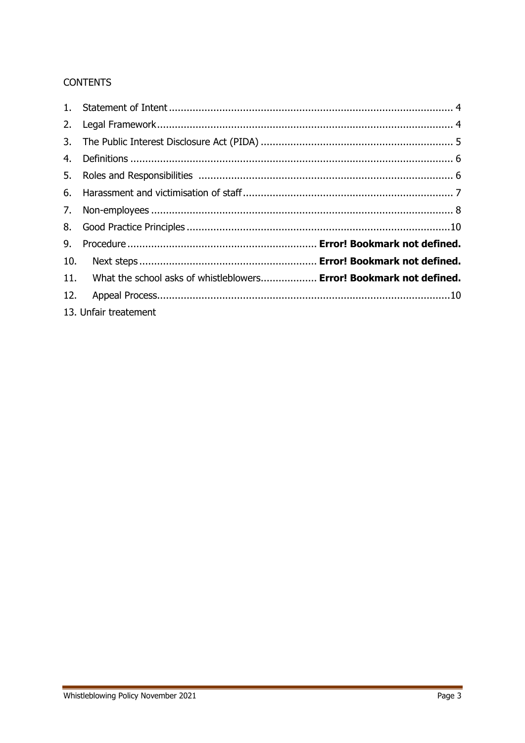CONTENTS

1. Statement of Intent ................................................................................................ 4
2. Legal Framework .................................................................................................... 4
3. The Public Interest Disclosure Act (PIDA) ................................................................. 5
4. Definitions ............................................................................................................ 6
5. Roles and Responsibilities ...................................................................................... 6
6. Harassment and victimisation of staff ...................................................................... 7
7. Non-employees ...................................................................................................... 8
8. Good Practice Principles .........................................................................................10
9. Procedure ............................................................... **Error! Bookmark not defined.**
10. Next steps ........................................................... **Error! Bookmark not defined.**
11. What the school asks of whistleblowers................... **Error! Bookmark not defined.**
12. Appeal Process.....................................................................................................10
13. Unfair treatement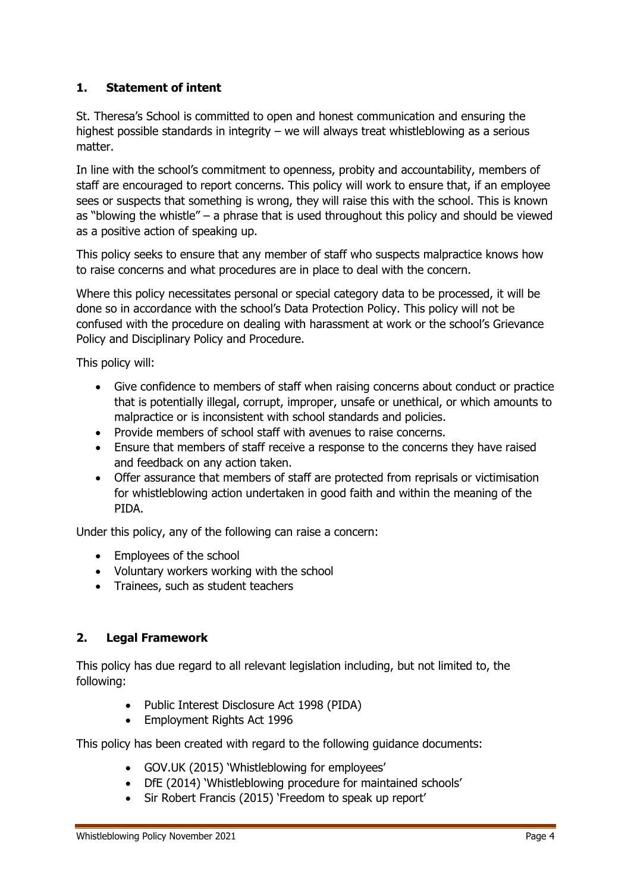## 1. Statement of intent

St. Theresa's School is committed to open and honest communication and ensuring the highest possible standards in integrity – we will always treat whistleblowing as a serious matter.

In line with the school's commitment to openness, probity and accountability, members of staff are encouraged to report concerns. This policy will work to ensure that, if an employee sees or suspects that something is wrong, they will raise this with the school. This is known as "blowing the whistle" – a phrase that is used throughout this policy and should be viewed as a positive action of speaking up.

This policy seeks to ensure that any member of staff who suspects malpractice knows how to raise concerns and what procedures are in place to deal with the concern.

Where this policy necessitates personal or special category data to be processed, it will be done so in accordance with the school's Data Protection Policy. This policy will not be confused with the procedure on dealing with harassment at work or the school's Grievance Policy and Disciplinary Policy and Procedure.

This policy will:

- Give confidence to members of staff when raising concerns about conduct or practice that is potentially illegal, corrupt, improper, unsafe or unethical, or which amounts to malpractice or is inconsistent with school standards and policies.
- Provide members of school staff with avenues to raise concerns.
- Ensure that members of staff receive a response to the concerns they have raised and feedback on any action taken.
- Offer assurance that members of staff are protected from reprisals or victimisation for whistleblowing action undertaken in good faith and within the meaning of the PIDA.

Under this policy, any of the following can raise a concern:

- Employees of the school
- Voluntary workers working with the school
- Trainees, such as student teachers

## 2. Legal Framework

This policy has due regard to all relevant legislation including, but not limited to, the following:

- Public Interest Disclosure Act 1998 (PIDA)
- Employment Rights Act 1996

This policy has been created with regard to the following guidance documents:

- GOV.UK (2015) 'Whistleblowing for employees'
- DfE (2014) 'Whistleblowing procedure for maintained schools'
- Sir Robert Francis (2015) 'Freedom to speak up report'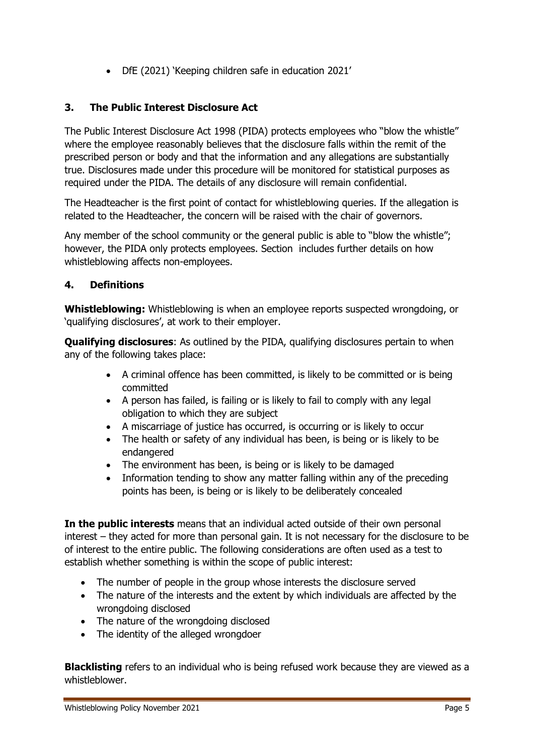- DfE (2021) 'Keeping children safe in education 2021'

## 3. The Public Interest Disclosure Act

The Public Interest Disclosure Act 1998 (PIDA) protects employees who "blow the whistle" where the employee reasonably believes that the disclosure falls within the remit of the prescribed person or body and that the information and any allegations are substantially true. Disclosures made under this procedure will be monitored for statistical purposes as required under the PIDA. The details of any disclosure will remain confidential.

The Headteacher is the first point of contact for whistleblowing queries. If the allegation is related to the Headteacher, the concern will be raised with the chair of governors.

Any member of the school community or the general public is able to "blow the whistle"; however, the PIDA only protects employees. Section  includes further details on how whistleblowing affects non-employees.

## 4. Definitions

**Whistleblowing:** Whistleblowing is when an employee reports suspected wrongdoing, or 'qualifying disclosures', at work to their employer.

**Qualifying disclosures**: As outlined by the PIDA, qualifying disclosures pertain to when any of the following takes place:

- A criminal offence has been committed, is likely to be committed or is being committed
- A person has failed, is failing or is likely to fail to comply with any legal obligation to which they are subject
- A miscarriage of justice has occurred, is occurring or is likely to occur
- The health or safety of any individual has been, is being or is likely to be endangered
- The environment has been, is being or is likely to be damaged
- Information tending to show any matter falling within any of the preceding points has been, is being or is likely to be deliberately concealed

**In the public interests** means that an individual acted outside of their own personal interest – they acted for more than personal gain. It is not necessary for the disclosure to be of interest to the entire public. The following considerations are often used as a test to establish whether something is within the scope of public interest:

- The number of people in the group whose interests the disclosure served
- The nature of the interests and the extent by which individuals are affected by the wrongdoing disclosed
- The nature of the wrongdoing disclosed
- The identity of the alleged wrongdoer

**Blacklisting** refers to an individual who is being refused work because they are viewed as a whistleblower.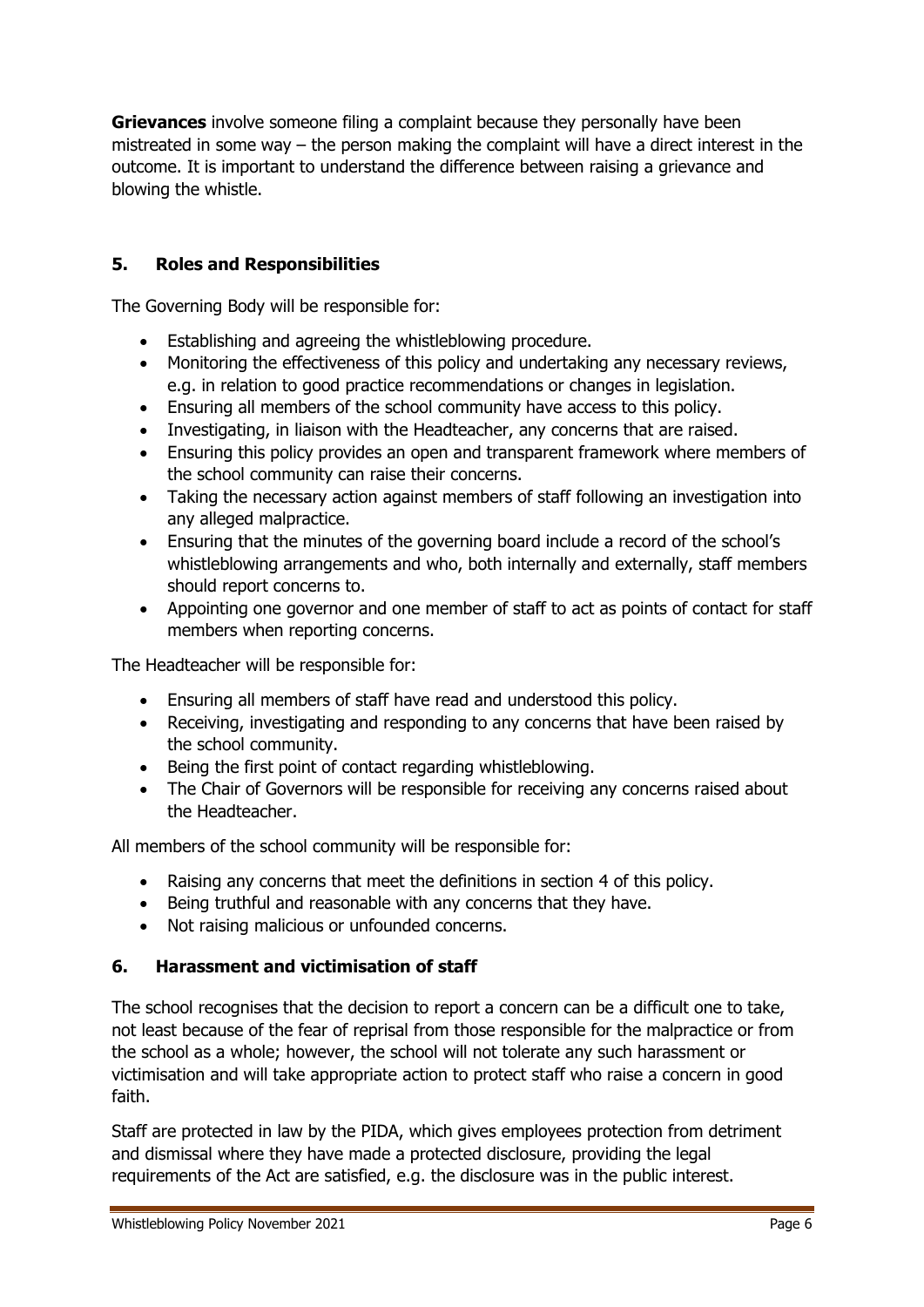**Grievances** involve someone filing a complaint because they personally have been mistreated in some way – the person making the complaint will have a direct interest in the outcome. It is important to understand the difference between raising a grievance and blowing the whistle.

## 5. Roles and Responsibilities

The Governing Body will be responsible for:

- Establishing and agreeing the whistleblowing procedure.
- Monitoring the effectiveness of this policy and undertaking any necessary reviews, e.g. in relation to good practice recommendations or changes in legislation.
- Ensuring all members of the school community have access to this policy.
- Investigating, in liaison with the Headteacher, any concerns that are raised.
- Ensuring this policy provides an open and transparent framework where members of the school community can raise their concerns.
- Taking the necessary action against members of staff following an investigation into any alleged malpractice.
- Ensuring that the minutes of the governing board include a record of the school's whistleblowing arrangements and who, both internally and externally, staff members should report concerns to.
- Appointing one governor and one member of staff to act as points of contact for staff members when reporting concerns.

The Headteacher will be responsible for:

- Ensuring all members of staff have read and understood this policy.
- Receiving, investigating and responding to any concerns that have been raised by the school community.
- Being the first point of contact regarding whistleblowing.
- The Chair of Governors will be responsible for receiving any concerns raised about the Headteacher.

All members of the school community will be responsible for:

- Raising any concerns that meet the definitions in section 4 of this policy.
- Being truthful and reasonable with any concerns that they have.
- Not raising malicious or unfounded concerns.

## 6. Harassment and victimisation of staff

The school recognises that the decision to report a concern can be a difficult one to take, not least because of the fear of reprisal from those responsible for the malpractice or from the school as a whole; however, the school will not tolerate any such harassment or victimisation and will take appropriate action to protect staff who raise a concern in good faith.

Staff are protected in law by the PIDA, which gives employees protection from detriment and dismissal where they have made a protected disclosure, providing the legal requirements of the Act are satisfied, e.g. the disclosure was in the public interest.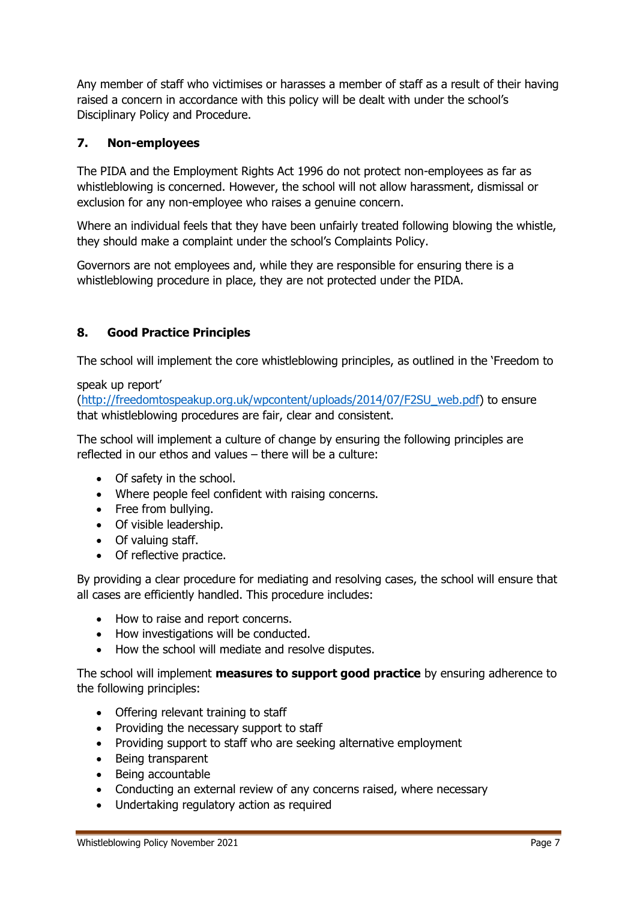Any member of staff who victimises or harasses a member of staff as a result of their having raised a concern in accordance with this policy will be dealt with under the school's Disciplinary Policy and Procedure.

## 7. Non-employees

The PIDA and the Employment Rights Act 1996 do not protect non-employees as far as whistleblowing is concerned. However, the school will not allow harassment, dismissal or exclusion for any non-employee who raises a genuine concern.

Where an individual feels that they have been unfairly treated following blowing the whistle, they should make a complaint under the school's Complaints Policy.

Governors are not employees and, while they are responsible for ensuring there is a whistleblowing procedure in place, they are not protected under the PIDA.

## 8. Good Practice Principles

The school will implement the core whistleblowing principles, as outlined in the 'Freedom to speak up report' (http://freedomtospeakup.org.uk/wpcontent/uploads/2014/07/F2SU_web.pdf) to ensure that whistleblowing procedures are fair, clear and consistent.

The school will implement a culture of change by ensuring the following principles are reflected in our ethos and values – there will be a culture:

- Of safety in the school.
- Where people feel confident with raising concerns.
- Free from bullying.
- Of visible leadership.
- Of valuing staff.
- Of reflective practice.

By providing a clear procedure for mediating and resolving cases, the school will ensure that all cases are efficiently handled. This procedure includes:

- How to raise and report concerns.
- How investigations will be conducted.
- How the school will mediate and resolve disputes.

The school will implement **measures to support good practice** by ensuring adherence to the following principles:

- Offering relevant training to staff
- Providing the necessary support to staff
- Providing support to staff who are seeking alternative employment
- Being transparent
- Being accountable
- Conducting an external review of any concerns raised, where necessary
- Undertaking regulatory action as required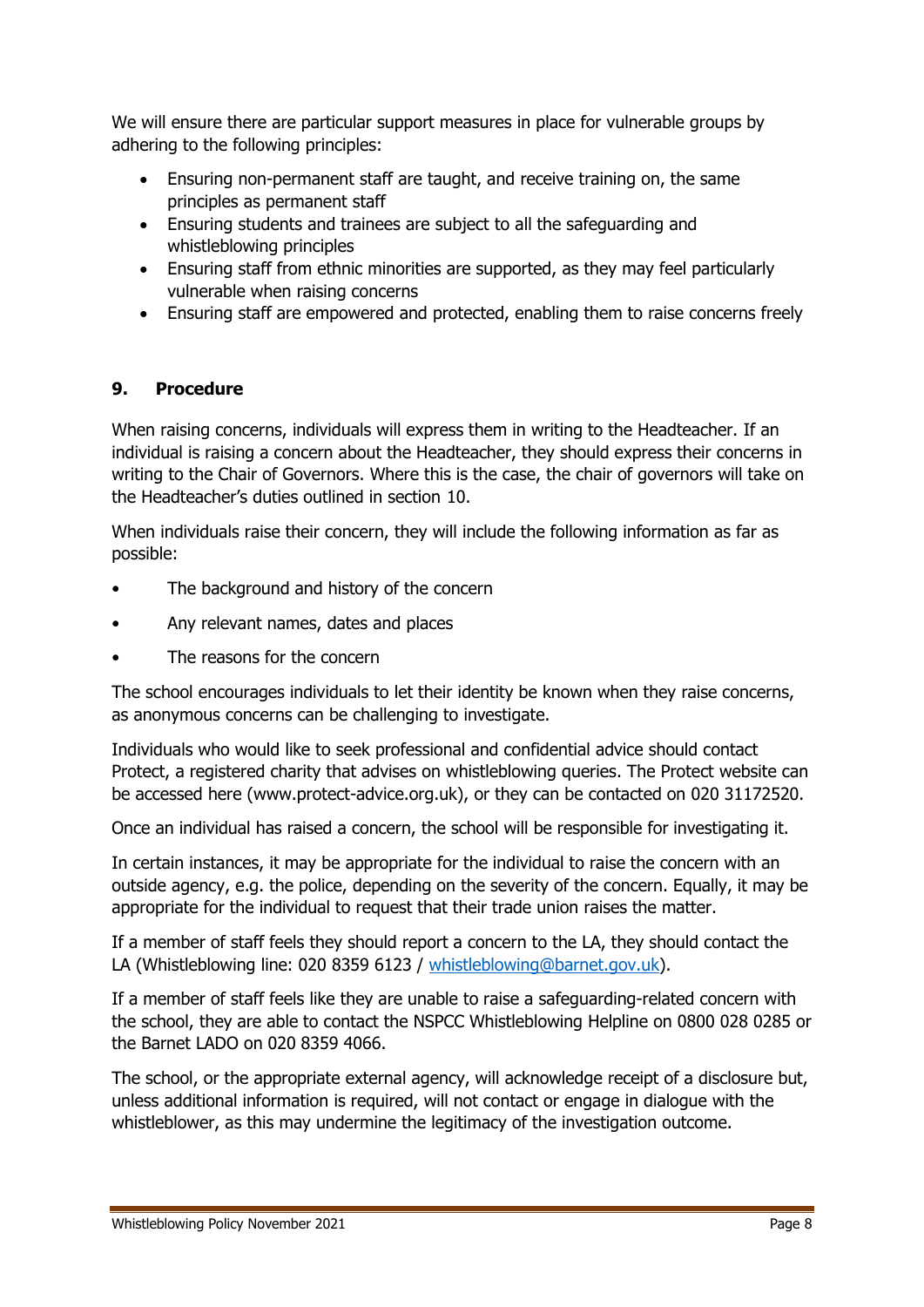We will ensure there are particular support measures in place for vulnerable groups by adhering to the following principles:

- Ensuring non-permanent staff are taught, and receive training on, the same principles as permanent staff
- Ensuring students and trainees are subject to all the safeguarding and whistleblowing principles
- Ensuring staff from ethnic minorities are supported, as they may feel particularly vulnerable when raising concerns
- Ensuring staff are empowered and protected, enabling them to raise concerns freely

## 9. Procedure

When raising concerns, individuals will express them in writing to the Headteacher. If an individual is raising a concern about the Headteacher, they should express their concerns in writing to the Chair of Governors. Where this is the case, the chair of governors will take on the Headteacher's duties outlined in section 10.

When individuals raise their concern, they will include the following information as far as possible:

- The background and history of the concern
- Any relevant names, dates and places
- The reasons for the concern

The school encourages individuals to let their identity be known when they raise concerns, as anonymous concerns can be challenging to investigate.

Individuals who would like to seek professional and confidential advice should contact Protect, a registered charity that advises on whistleblowing queries. The Protect website can be accessed here (www.protect-advice.org.uk), or they can be contacted on 020 31172520.

Once an individual has raised a concern, the school will be responsible for investigating it.

In certain instances, it may be appropriate for the individual to raise the concern with an outside agency, e.g. the police, depending on the severity of the concern. Equally, it may be appropriate for the individual to request that their trade union raises the matter.

If a member of staff feels they should report a concern to the LA, they should contact the LA (Whistleblowing line: 020 8359 6123 / whistleblowing@barnet.gov.uk).

If a member of staff feels like they are unable to raise a safeguarding-related concern with the school, they are able to contact the NSPCC Whistleblowing Helpline on 0800 028 0285 or the Barnet LADO on 020 8359 4066.

The school, or the appropriate external agency, will acknowledge receipt of a disclosure but, unless additional information is required, will not contact or engage in dialogue with the whistleblower, as this may undermine the legitimacy of the investigation outcome.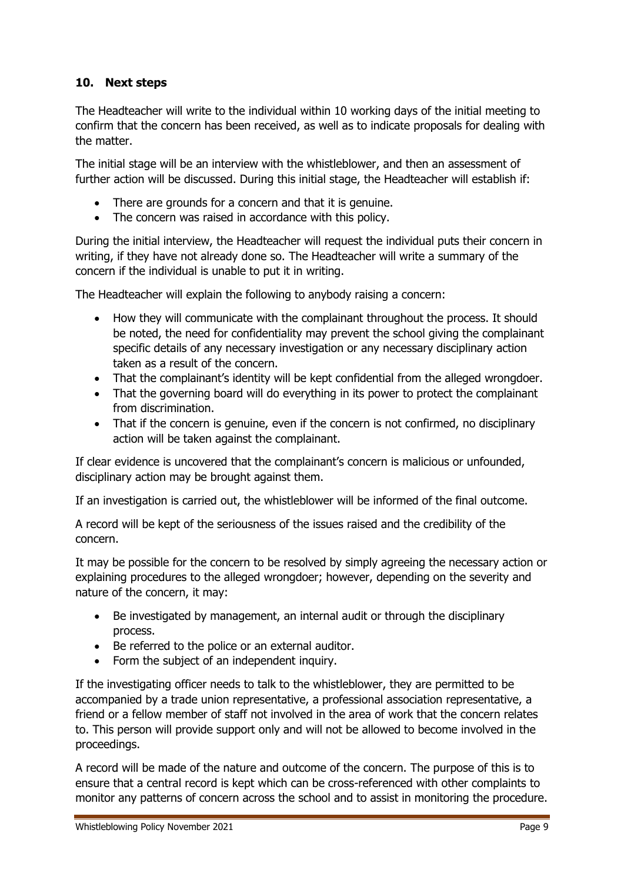## 10. Next steps

The Headteacher will write to the individual within 10 working days of the initial meeting to confirm that the concern has been received, as well as to indicate proposals for dealing with the matter.

The initial stage will be an interview with the whistleblower, and then an assessment of further action will be discussed. During this initial stage, the Headteacher will establish if:

- There are grounds for a concern and that it is genuine.
- The concern was raised in accordance with this policy.

During the initial interview, the Headteacher will request the individual puts their concern in writing, if they have not already done so. The Headteacher will write a summary of the concern if the individual is unable to put it in writing.

The Headteacher will explain the following to anybody raising a concern:

- How they will communicate with the complainant throughout the process. It should be noted, the need for confidentiality may prevent the school giving the complainant specific details of any necessary investigation or any necessary disciplinary action taken as a result of the concern.
- That the complainant's identity will be kept confidential from the alleged wrongdoer.
- That the governing board will do everything in its power to protect the complainant from discrimination.
- That if the concern is genuine, even if the concern is not confirmed, no disciplinary action will be taken against the complainant.

If clear evidence is uncovered that the complainant's concern is malicious or unfounded, disciplinary action may be brought against them.

If an investigation is carried out, the whistleblower will be informed of the final outcome.

A record will be kept of the seriousness of the issues raised and the credibility of the concern.

It may be possible for the concern to be resolved by simply agreeing the necessary action or explaining procedures to the alleged wrongdoer; however, depending on the severity and nature of the concern, it may:

- Be investigated by management, an internal audit or through the disciplinary process.
- Be referred to the police or an external auditor.
- Form the subject of an independent inquiry.

If the investigating officer needs to talk to the whistleblower, they are permitted to be accompanied by a trade union representative, a professional association representative, a friend or a fellow member of staff not involved in the area of work that the concern relates to. This person will provide support only and will not be allowed to become involved in the proceedings.

A record will be made of the nature and outcome of the concern. The purpose of this is to ensure that a central record is kept which can be cross-referenced with other complaints to monitor any patterns of concern across the school and to assist in monitoring the procedure.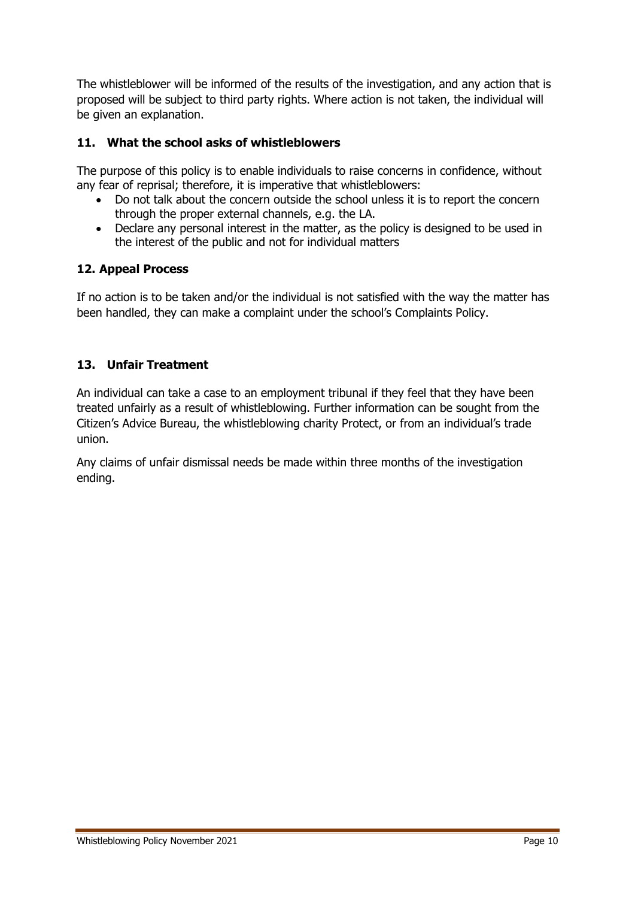The whistleblower will be informed of the results of the investigation, and any action that is proposed will be subject to third party rights. Where action is not taken, the individual will be given an explanation.

## 11. What the school asks of whistleblowers

The purpose of this policy is to enable individuals to raise concerns in confidence, without any fear of reprisal; therefore, it is imperative that whistleblowers:

- Do not talk about the concern outside the school unless it is to report the concern through the proper external channels, e.g. the LA.
- Declare any personal interest in the matter, as the policy is designed to be used in the interest of the public and not for individual matters

## 12. Appeal Process

If no action is to be taken and/or the individual is not satisfied with the way the matter has been handled, they can make a complaint under the school's Complaints Policy.

## 13. Unfair Treatment

An individual can take a case to an employment tribunal if they feel that they have been treated unfairly as a result of whistleblowing. Further information can be sought from the Citizen's Advice Bureau, the whistleblowing charity Protect, or from an individual's trade union.

Any claims of unfair dismissal needs be made within three months of the investigation ending.